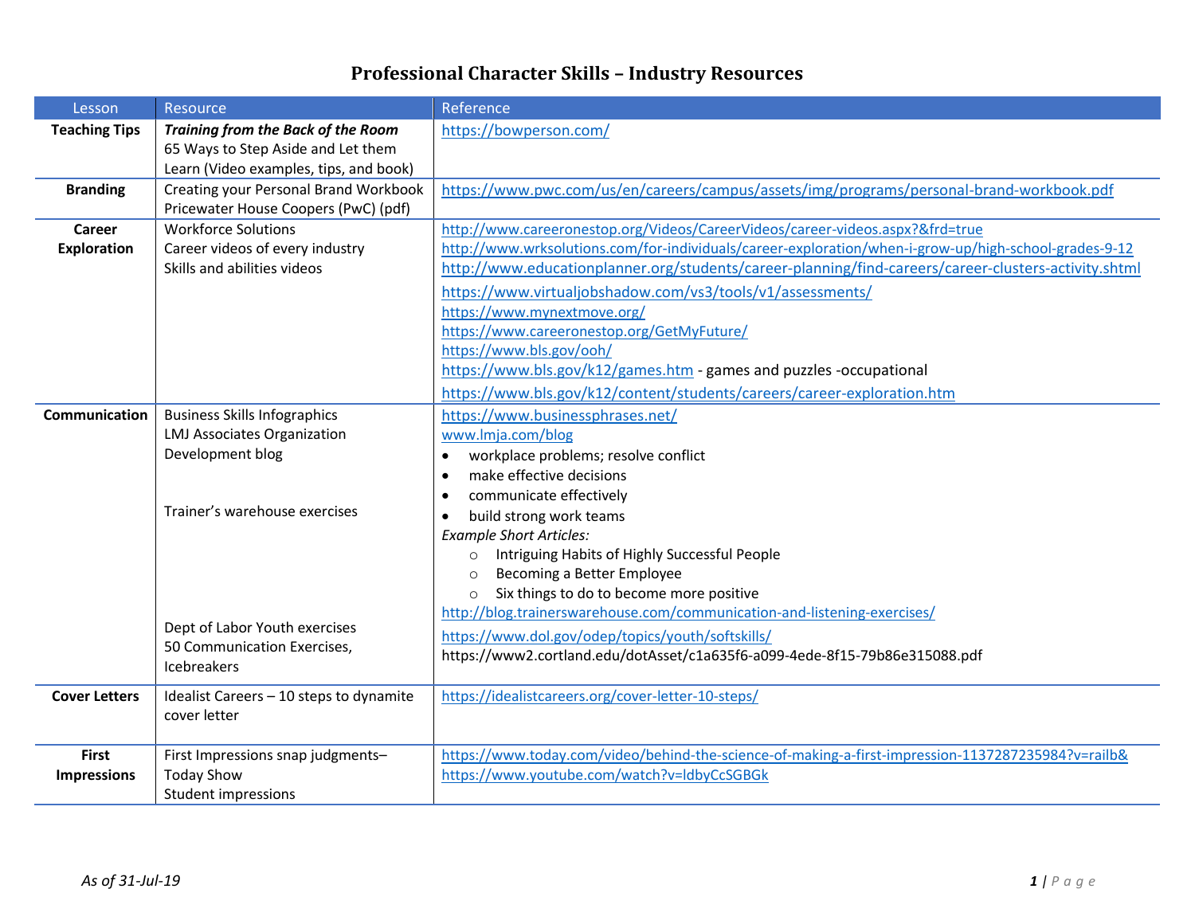# Professional Character Skills – Industry Resources

| Lesson | Resource | Reference |
|---|---|---|
| **Teaching Tips** | ***Training from the Back of the Room*** 65 Ways to Step Aside and Let them Learn (Video examples, tips, and book) | https://bowperson.com/ |
| **Branding** | Creating your Personal Brand Workbook Pricewater House Coopers (PwC) (pdf) | https://www.pwc.com/us/en/careers/campus/assets/img/programs/personal-brand-workbook.pdf |
| **Career Exploration** | Workforce Solutions<br>Career videos of every industry<br>Skills and abilities videos | http://www.careeronestop.org/Videos/CareerVideos/career-videos.aspx?&frd=true<br>http://www.wrksolutions.com/for-individuals/career-exploration/when-i-grow-up/high-school-grades-9-12<br>http://www.educationplanner.org/students/career-planning/find-careers/career-clusters-activity.shtml<br>https://www.virtualjobshadow.com/vs3/tools/v1/assessments/<br>https://www.mynextmove.org/<br>https://www.careeronestop.org/GetMyFuture/<br>https://www.bls.gov/ooh/<br>https://www.bls.gov/k12/games.htm - games and puzzles -occupational<br>https://www.bls.gov/k12/content/students/careers/career-exploration.htm |
| **Communication** | Business Skills Infographics<br>LMJ Associates Organization Development blog<br><br>Trainer's warehouse exercises<br><br>Dept of Labor Youth exercises<br>50 Communication Exercises, Icebreakers | https://www.businessphrases.net/<br>www.lmja.com/blog<br>• workplace problems; resolve conflict<br>• make effective decisions<br>• communicate effectively<br>• build strong work teams<br>*Example Short Articles:*<br>○ Intriguing Habits of Highly Successful People<br>○ Becoming a Better Employee<br>○ Six things to do to become more positive<br>http://blog.trainerswarehouse.com/communication-and-listening-exercises/<br>https://www.dol.gov/odep/topics/youth/softskills/<br>https://www2.cortland.edu/dotAsset/c1a635f6-a099-4ede-8f15-79b86e315088.pdf |
| **Cover Letters** | Idealist Careers – 10 steps to dynamite cover letter | https://idealistcareers.org/cover-letter-10-steps/ |
| **First Impressions** | First Impressions snap judgments– Today Show<br>Student impressions | https://www.today.com/video/behind-the-science-of-making-a-first-impression-1137287235984?v=railb&<br>https://www.youtube.com/watch?v=ldbyCcSGBGk |

*As of 31-Jul-19*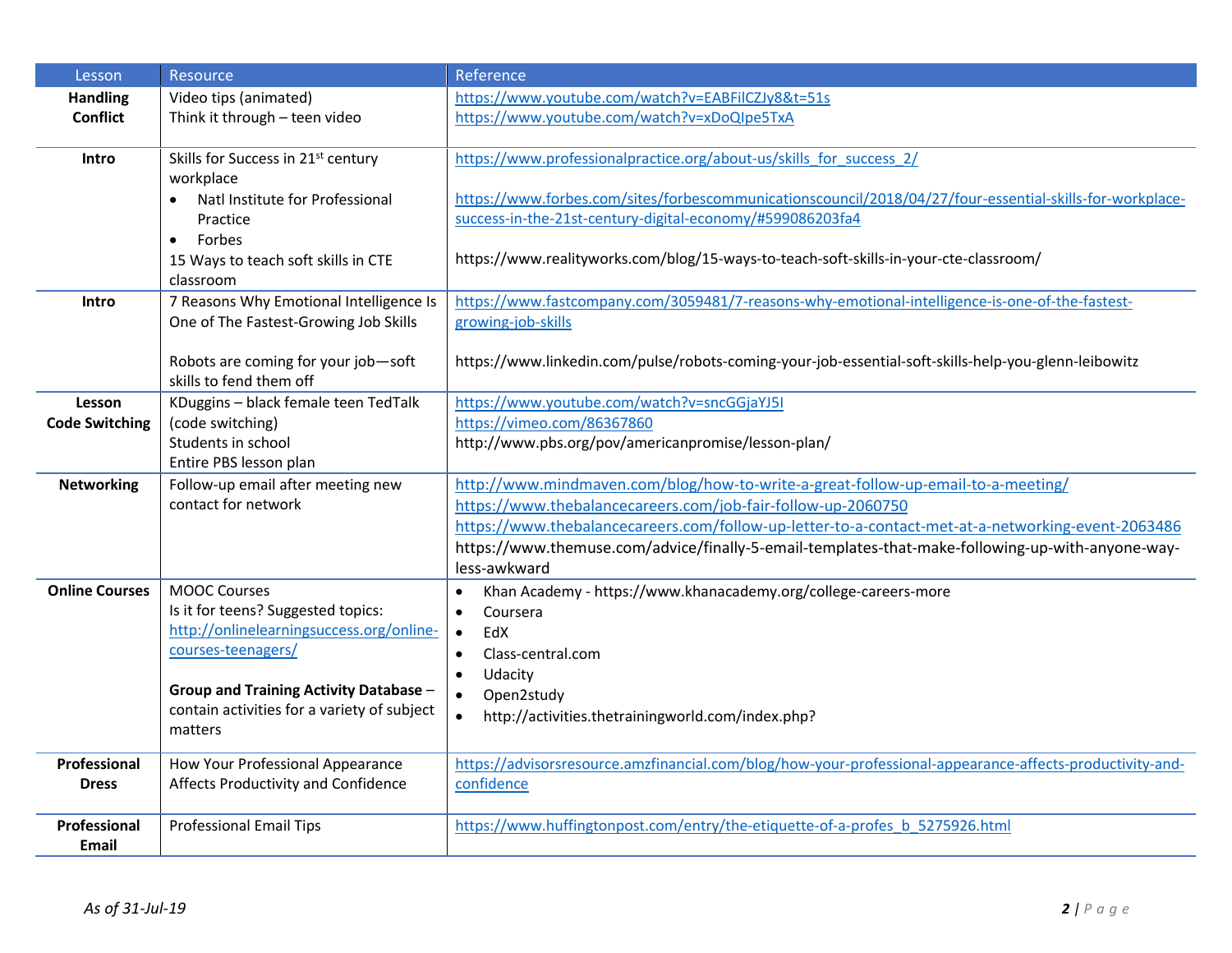| Lesson | Resource | Reference |
|---|---|---|
| **Handling Conflict** | Video tips (animated)<br>Think it through – teen video | https://www.youtube.com/watch?v=EABFilCZJy8&t=51s<br>https://www.youtube.com/watch?v=xDoQIpe5TxA |
| **Intro** | Skills for Success in 21st century workplace<br>• Natl Institute for Professional Practice<br>• Forbes<br>15 Ways to teach soft skills in CTE classroom | https://www.professionalpractice.org/about-us/skills_for_success_2/<br>https://www.forbes.com/sites/forbescommunicationscouncil/2018/04/27/four-essential-skills-for-workplace-success-in-the-21st-century-digital-economy/#599086203fa4<br>https://www.realityworks.com/blog/15-ways-to-teach-soft-skills-in-your-cte-classroom/ |
| **Intro** | 7 Reasons Why Emotional Intelligence Is One of The Fastest-Growing Job Skills<br>Robots are coming for your job—soft skills to fend them off | https://www.fastcompany.com/3059481/7-reasons-why-emotional-intelligence-is-one-of-the-fastest-growing-job-skills<br>https://www.linkedin.com/pulse/robots-coming-your-job-essential-soft-skills-help-you-glenn-leibowitz |
| **Lesson Code Switching** | KDuggins – black female teen TedTalk (code switching)<br>Students in school<br>Entire PBS lesson plan | https://www.youtube.com/watch?v=sncGGjaYJ5I<br>https://vimeo.com/86367860<br>http://www.pbs.org/pov/americanpromise/lesson-plan/ |
| **Networking** | Follow-up email after meeting new contact for network | http://www.mindmaven.com/blog/how-to-write-a-great-follow-up-email-to-a-meeting/<br>https://www.thebalancecareers.com/job-fair-follow-up-2060750<br>https://www.thebalancecareers.com/follow-up-letter-to-a-contact-met-at-a-networking-event-2063486<br>https://www.themuse.com/advice/finally-5-email-templates-that-make-following-up-with-anyone-way-less-awkward |
| **Online Courses** | MOOC Courses<br>Is it for teens? Suggested topics: http://onlinelearningsuccess.org/online-courses-teenagers/<br>**Group and Training Activity Database** – contain activities for a variety of subject matters | • Khan Academy - https://www.khanacademy.org/college-careers-more<br>• Coursera<br>• EdX<br>• Class-central.com<br>• Udacity<br>• Open2study<br>• http://activities.thetrainingworld.com/index.php? |
| **Professional Dress** | How Your Professional Appearance Affects Productivity and Confidence | https://advisorsresource.amzfinancial.com/blog/how-your-professional-appearance-affects-productivity-and-confidence |
| **Professional Email** | Professional Email Tips | https://www.huffingtonpost.com/entry/the-etiquette-of-a-profes_b_5275926.html |

*As of 31-Jul-19*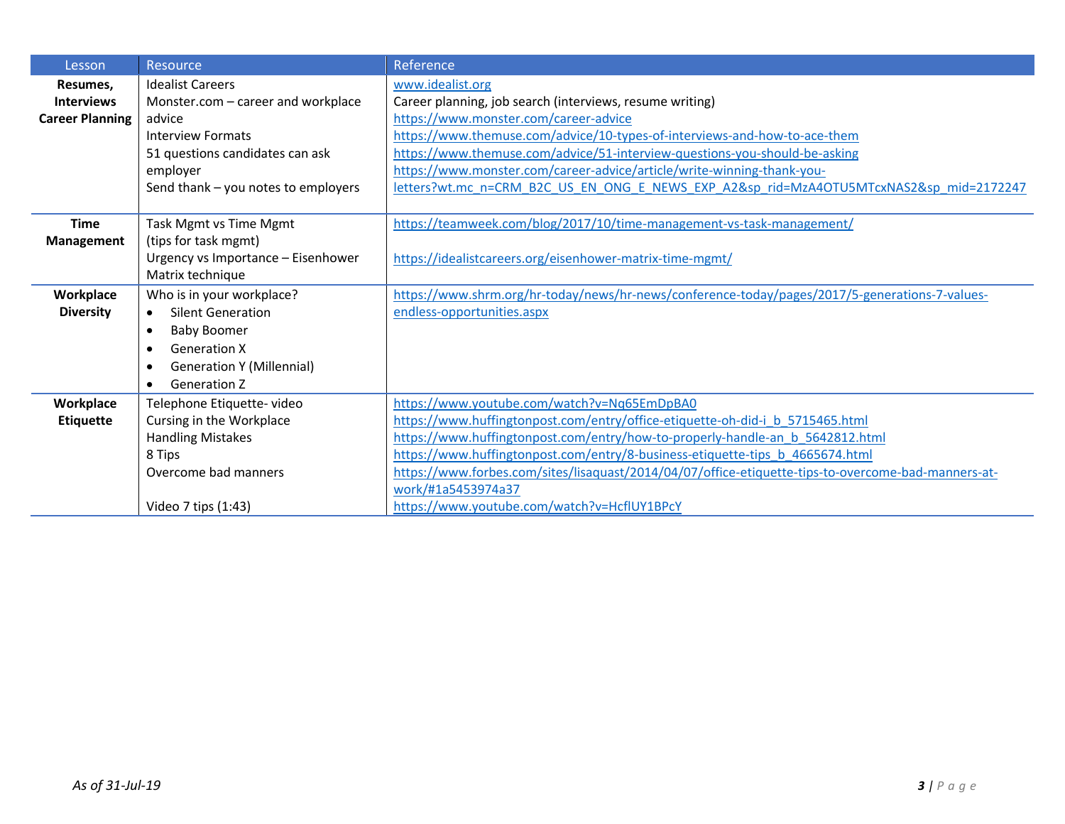| Lesson | Resource | Reference |
| --- | --- | --- |
| **Resumes, Interviews Career Planning** | Idealist Careers<br>Monster.com – career and workplace advice<br>Interview Formats<br>51 questions candidates can ask employer<br>Send thank – you notes to employers | www.idealist.org<br>Career planning, job search (interviews, resume writing)<br>https://www.monster.com/career-advice<br>https://www.themuse.com/advice/10-types-of-interviews-and-how-to-ace-them<br>https://www.themuse.com/advice/51-interview-questions-you-should-be-asking<br>https://www.monster.com/career-advice/article/write-winning-thank-you-letters?wt.mc_n=CRM_B2C_US_EN_ONG_E_NEWS_EXP_A2&sp_rid=MzA4OTU5MTcxNAS2&sp_mid=2172247 |
| **Time Management** | Task Mgmt vs Time Mgmt (tips for task mgmt)<br>Urgency vs Importance – Eisenhower Matrix technique | https://teamweek.com/blog/2017/10/time-management-vs-task-management/<br>https://idealistcareers.org/eisenhower-matrix-time-mgmt/ |
| **Workplace Diversity** | Who is in your workplace?<br>• Silent Generation<br>• Baby Boomer<br>• Generation X<br>• Generation Y (Millennial)<br>• Generation Z | https://www.shrm.org/hr-today/news/hr-news/conference-today/pages/2017/5-generations-7-values-endless-opportunities.aspx |
| **Workplace Etiquette** | Telephone Etiquette- video<br>Cursing in the Workplace<br>Handling Mistakes<br>8 Tips<br>Overcome bad manners<br><br>Video 7 tips (1:43) | https://www.youtube.com/watch?v=Nq65EmDpBA0<br>https://www.huffingtonpost.com/entry/office-etiquette-oh-did-i_b_5715465.html<br>https://www.huffingtonpost.com/entry/how-to-properly-handle-an_b_5642812.html<br>https://www.huffingtonpost.com/entry/8-business-etiquette-tips_b_4665674.html<br>https://www.forbes.com/sites/lisaquast/2014/04/07/office-etiquette-tips-to-overcome-bad-manners-at-work/#1a5453974a37<br>https://www.youtube.com/watch?v=HcflUY1BPcY |

*As of 31-Jul-19*